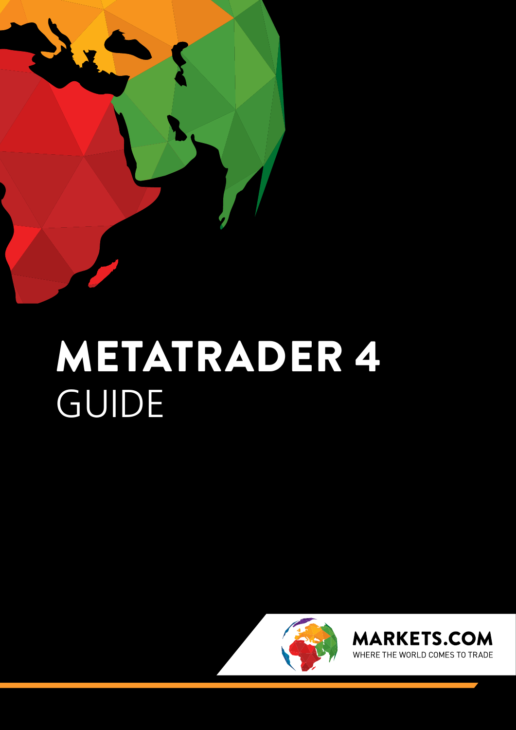# METATRADER 4
GUIDE

MARKETS.COM
WHERE THE WORLD COMES TO TRADE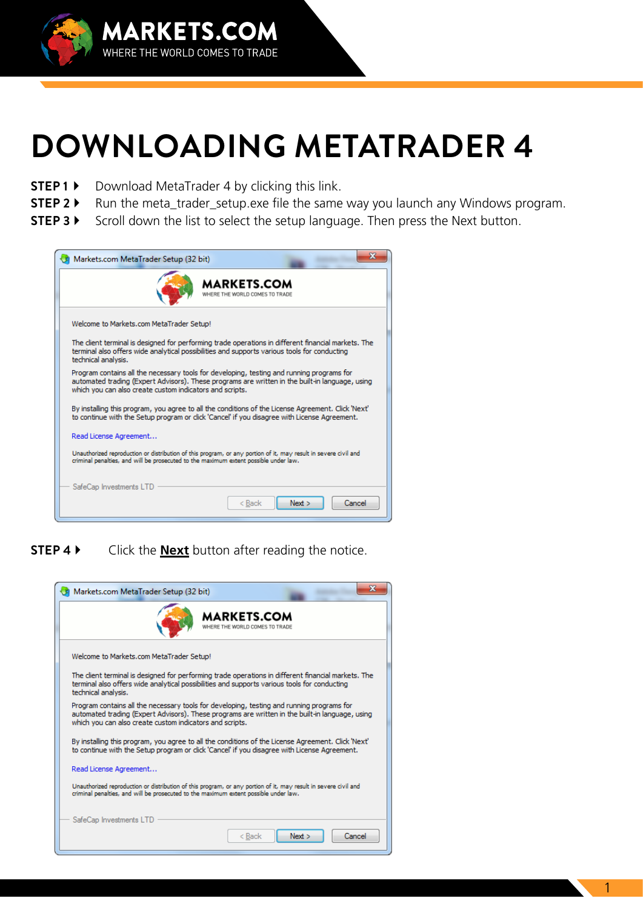# DOWNLOADING METATRADER 4

**STEP 1 ▸** Download MetaTrader 4 by clicking this link.

**STEP 2 ▸** Run the meta_trader_setup.exe file the same way you launch any Windows program.

**STEP 3 ▸** Scroll down the list to select the setup language. Then press the Next button.

**STEP 4 ▸** Click the **Next** button after reading the notice.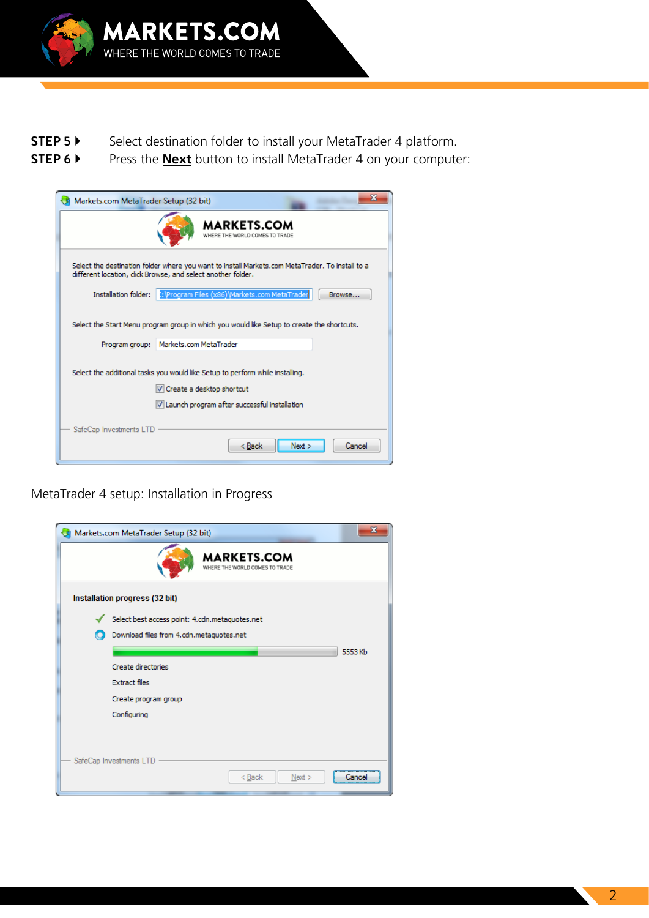**STEP 5 ▸** Select destination folder to install your MetaTrader 4 platform.

**STEP 6 ▸** Press the **<u>Next</u>** button to install MetaTrader 4 on your computer:

Markets.com MetaTrader Setup (32 bit)

Select the destination folder where you want to install Markets.com MetaTrader. To install to a different location, click Browse, and select another folder.

Installation folder: C:\Program Files (x86)\Markets.com MetaTrader [Browse...]

Select the Start Menu program group in which you would like Setup to create the shortcuts.

Program group: Markets.com MetaTrader

Select the additional tasks you would like Setup to perform while installing.

- [x] Create a desktop shortcut
- [x] Launch program after successful installation

SafeCap Investments LTD

[< Back] [Next >] [Cancel]

MetaTrader 4 setup: Installation in Progress

Markets.com MetaTrader Setup (32 bit)

**Installation progress (32 bit)**

- ✓ Select best access point: 4.cdn.metaquotes.net
- Download files from 4.cdn.metaquotes.net — 5553 Kb
- Create directories
- Extract files
- Create program group
- Configuring

SafeCap Investments LTD

[< Back] [Next >] [Cancel]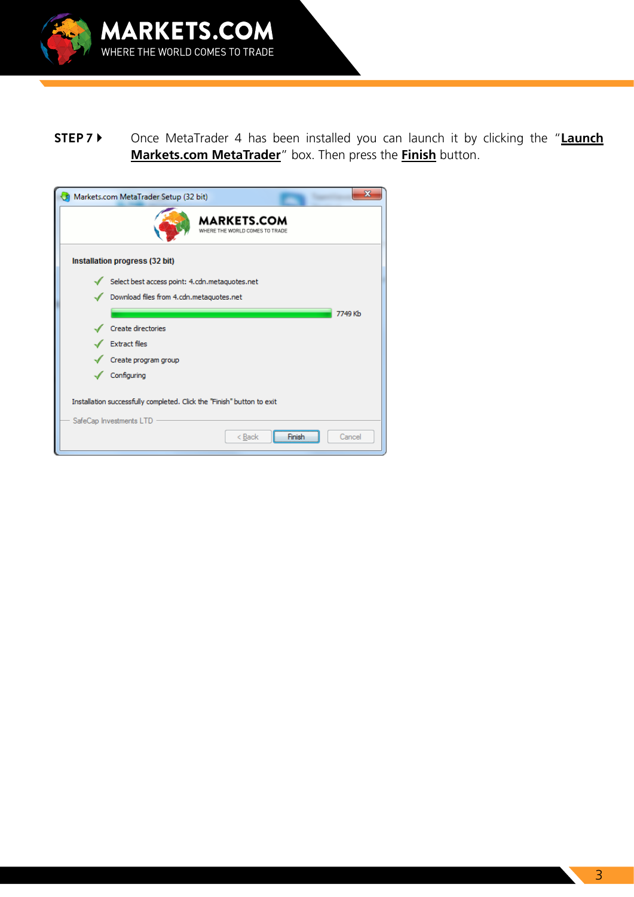**STEP 7 ▸** Once MetaTrader 4 has been installed you can launch it by clicking the "**Launch Markets.com MetaTrader**" box. Then press the **Finish** button.

Markets.com MetaTrader Setup (32 bit)

MARKETS.COM
WHERE THE WORLD COMES TO TRADE

**Installation progress (32 bit)**

- ✓ Select best access point: 4.cdn.metaquotes.net
- ✓ Download files from 4.cdn.metaquotes.net

7749 Kb

- ✓ Create directories
- ✓ Extract files
- ✓ Create program group
- ✓ Configuring

Installation successfully completed. Click the "Finish" button to exit

SafeCap Investments LTD

< Back | Finish | Cancel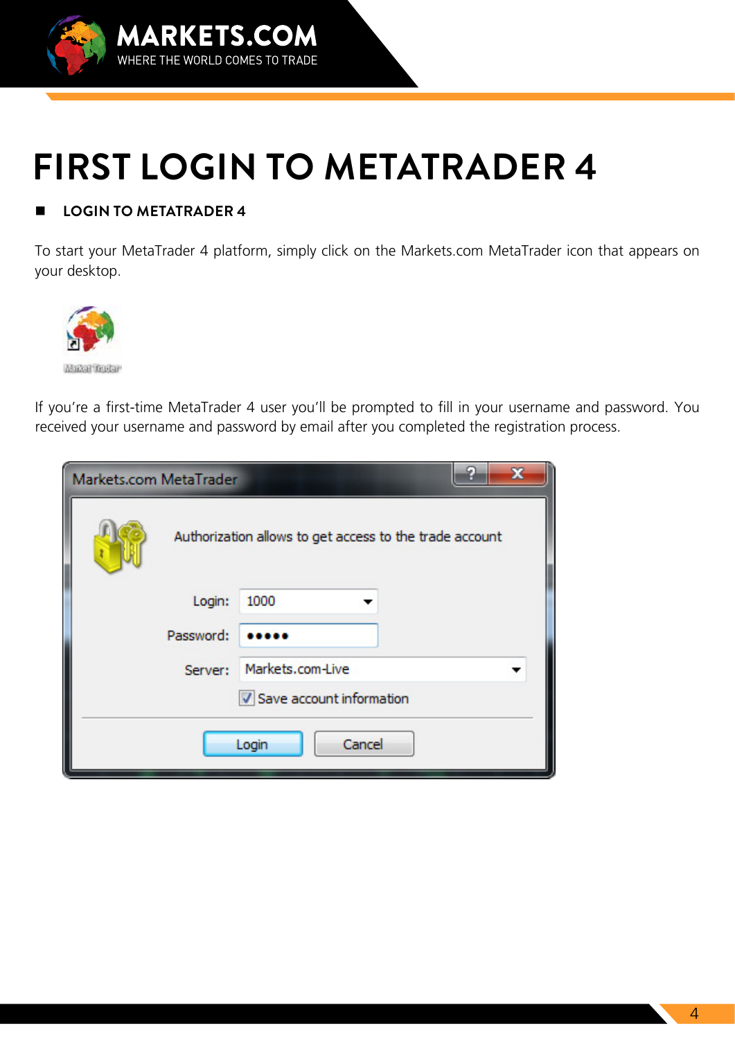# FIRST LOGIN TO METATRADER 4

## LOGIN TO METATRADER 4

To start your MetaTrader 4 platform, simply click on the Markets.com MetaTrader icon that appears on your desktop.

If you're a first-time MetaTrader 4 user you'll be prompted to fill in your username and password. You received your username and password by email after you completed the registration process.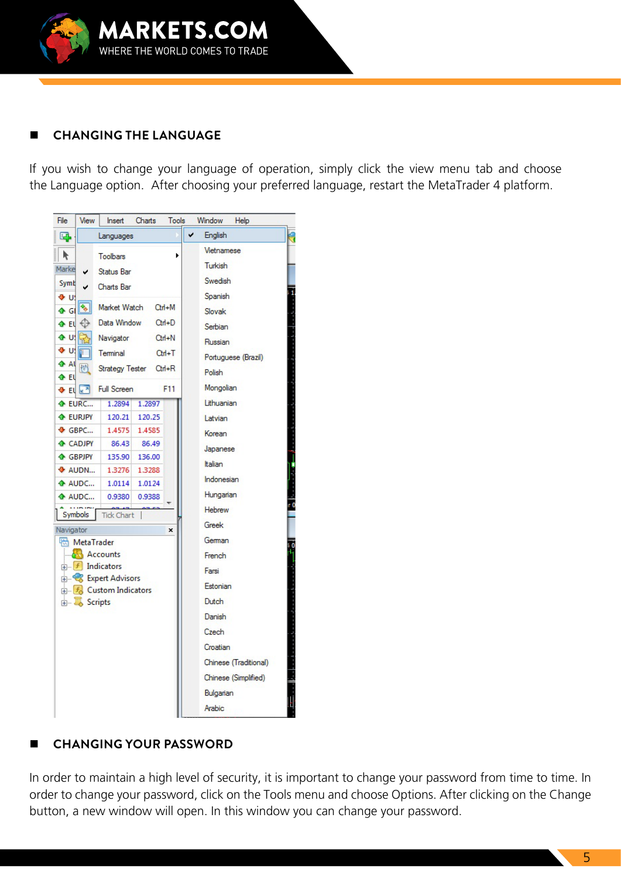## CHANGING THE LANGUAGE

If you wish to change your language of operation, simply click the view menu tab and choose the Language option. After choosing your preferred language, restart the MetaTrader 4 platform.

## CHANGING YOUR PASSWORD

In order to maintain a high level of security, it is important to change your password from time to time. In order to change your password, click on the Tools menu and choose Options. After clicking on the Change button, a new window will open. In this window you can change your password.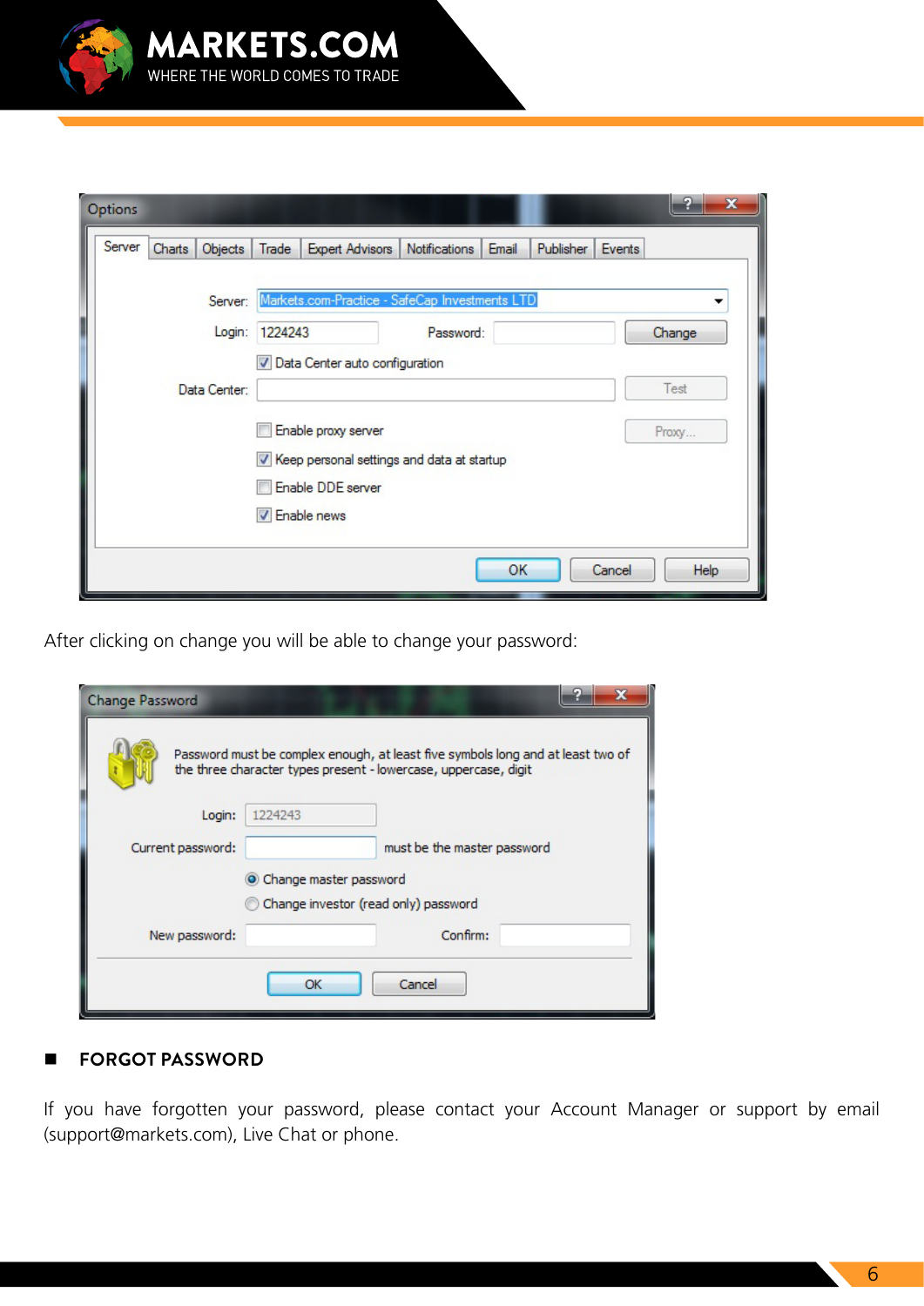After clicking on change you will be able to change your password:

## FORGOT PASSWORD

If you have forgotten your password, please contact your Account Manager or support by email (support@markets.com), Live Chat or phone.